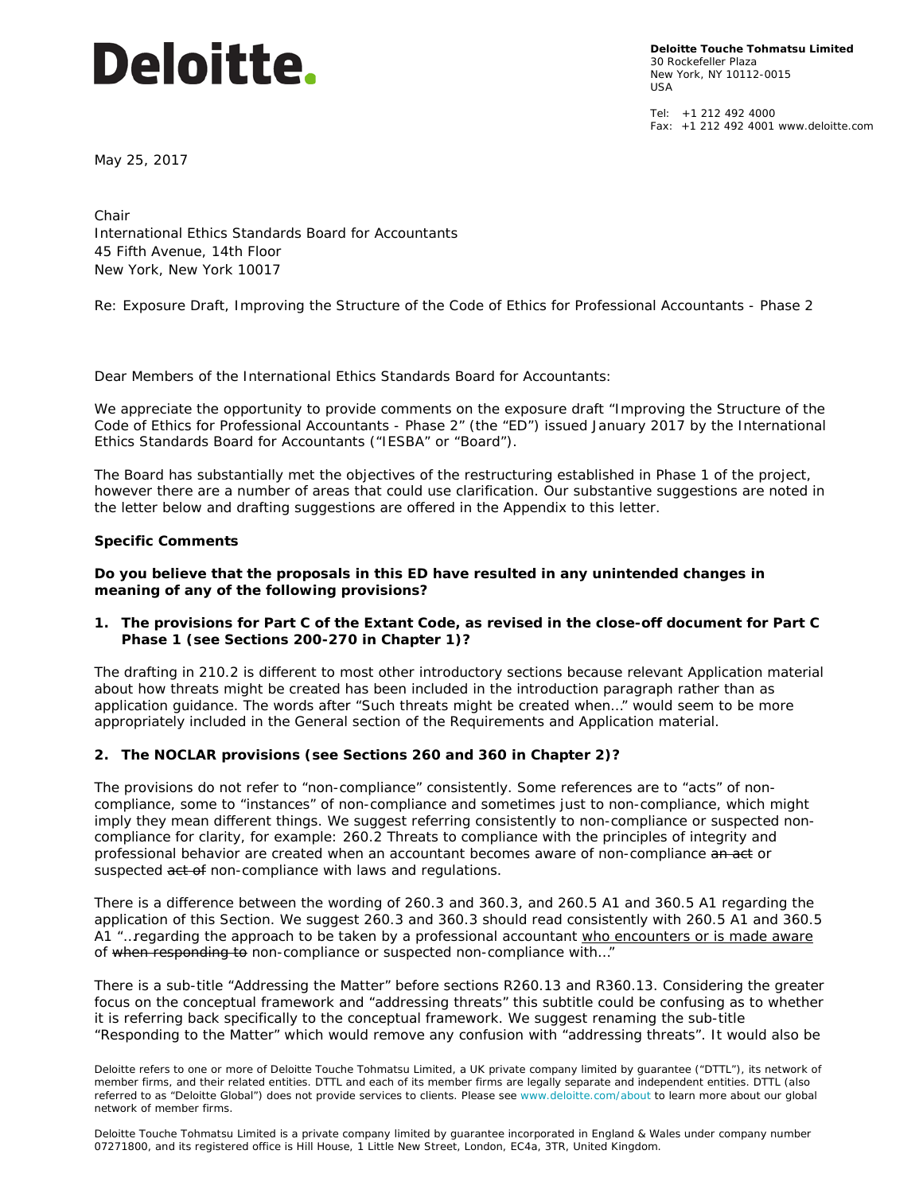Deloitte.

**Deloitte Touche Tohmatsu Limited**
30 Rockefeller Plaza
New York, NY 10112-0015
USA

Tel: +1 212 492 4000
Fax: +1 212 492 4001 www.deloitte.com

May 25, 2017

Chair
International Ethics Standards Board for Accountants
45 Fifth Avenue, 14th Floor
New York, New York 10017

Re: Exposure Draft, Improving the Structure of the Code of Ethics for Professional Accountants - Phase 2

Dear Members of the International Ethics Standards Board for Accountants:

We appreciate the opportunity to provide comments on the exposure draft "Improving the Structure of the Code of Ethics for Professional Accountants - Phase 2" (the "ED") issued January 2017 by the International Ethics Standards Board for Accountants ("IESBA" or "Board").

The Board has substantially met the objectives of the restructuring established in Phase 1 of the project, however there are a number of areas that could use clarification. Our substantive suggestions are noted in the letter below and drafting suggestions are offered in the Appendix to this letter.

**Specific Comments**

**Do you believe that the proposals in this ED have resulted in any unintended changes in meaning of any of the following provisions?**

1. **The provisions for Part C of the Extant Code, as revised in the close-off document for Part C Phase 1 (see Sections 200-270 in Chapter 1)?**

The drafting in 210.2 is different to most other introductory sections because relevant Application material about how threats might be created has been included in the introduction paragraph rather than as application guidance. The words after "Such threats might be created when…" would seem to be more appropriately included in the General section of the Requirements and Application material.

2. **The NOCLAR provisions (see Sections 260 and 360 in Chapter 2)?**

The provisions do not refer to "non-compliance" consistently. Some references are to "acts" of non-compliance, some to "instances" of non-compliance and sometimes just to non-compliance, which might imply they mean different things. We suggest referring consistently to non-compliance or suspected non-compliance for clarity, for example: 260.2 Threats to compliance with the principles of integrity and professional behavior are created when an accountant becomes aware of non-compliance ~~an act~~ or suspected ~~act of~~ non-compliance with laws and regulations.

There is a difference between the wording of 260.3 and 360.3, and 260.5 A1 and 360.5 A1 regarding the application of this Section. We suggest 260.3 and 360.3 should read consistently with 260.5 A1 and 360.5 A1 "…regarding the approach to be taken by a professional accountant <u>who encounters or is made aware</u> of ~~when responding to~~ non-compliance or suspected non-compliance with…"

There is a sub-title "Addressing the Matter" before sections R260.13 and R360.13. Considering the greater focus on the conceptual framework and "addressing threats" this subtitle could be confusing as to whether it is referring back specifically to the conceptual framework. We suggest renaming the sub-title "Responding to the Matter" which would remove any confusion with "addressing threats". It would also be

Deloitte refers to one or more of Deloitte Touche Tohmatsu Limited, a UK private company limited by guarantee ("DTTL"), its network of member firms, and their related entities. DTTL and each of its member firms are legally separate and independent entities. DTTL (also referred to as "Deloitte Global") does not provide services to clients. Please see www.deloitte.com/about to learn more about our global network of member firms.

Deloitte Touche Tohmatsu Limited is a private company limited by guarantee incorporated in England & Wales under company number 07271800, and its registered office is Hill House, 1 Little New Street, London, EC4a, 3TR, United Kingdom.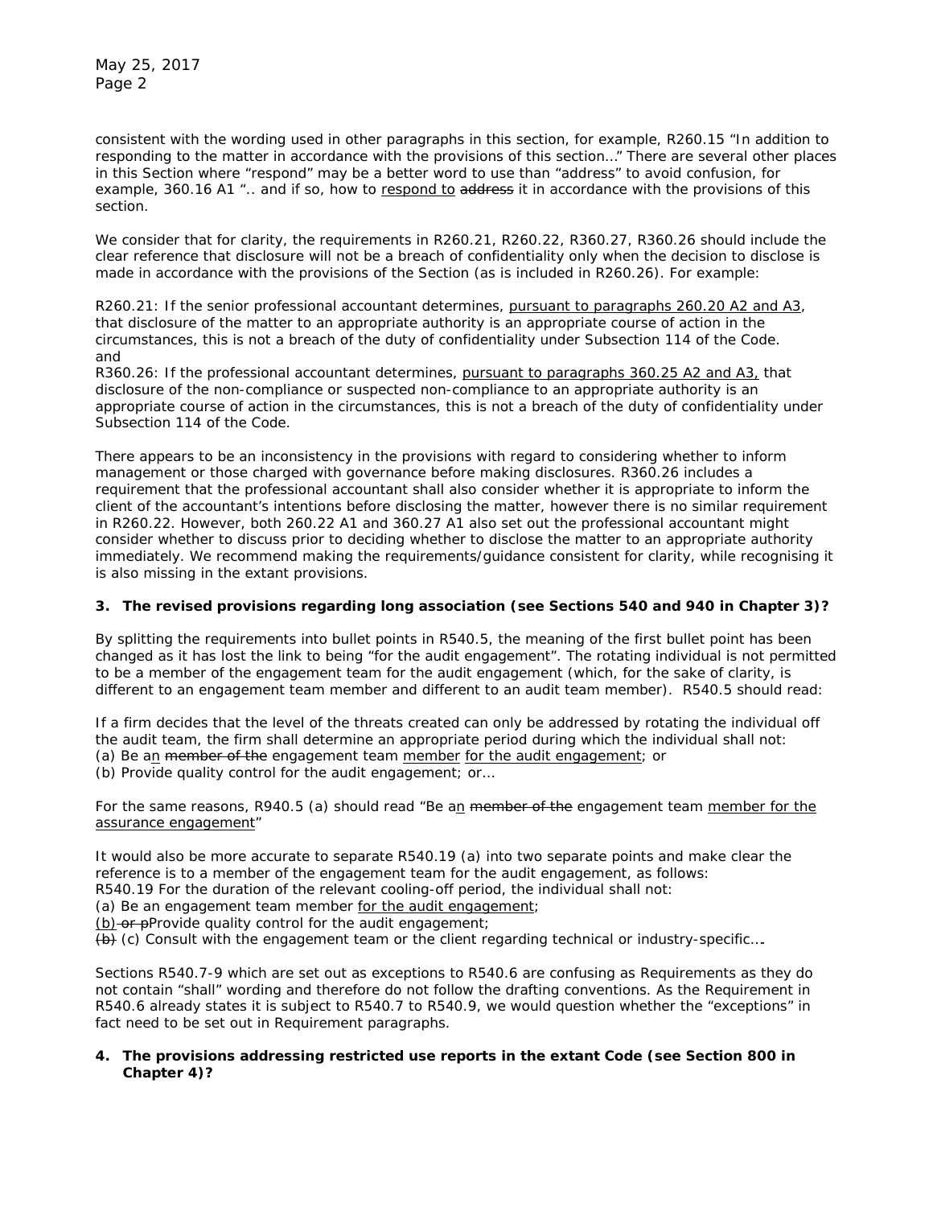consistent with the wording used in other paragraphs in this section, for example, R260.15 "In addition to responding to the matter in accordance with the provisions of this section…" There are several other places in this Section where "respond" may be a better word to use than "address" to avoid confusion, for example, 360.16 A1 ".. and if so, how to <u>respond to</u> ~~address~~ it in accordance with the provisions of this section.

We consider that for clarity, the requirements in R260.21, R260.22, R360.27, R360.26 should include the clear reference that disclosure will not be a breach of confidentiality only when the decision to disclose is made in accordance with the provisions of the Section (as is included in R260.26). For example:

R260.21: If the senior professional accountant determines, <u>pursuant to paragraphs 260.20 A2 and A3</u>, that disclosure of the matter to an appropriate authority is an appropriate course of action in the circumstances, this is not a breach of the duty of confidentiality under Subsection 114 of the Code.
and
R360.26: If the professional accountant determines, <u>pursuant to paragraphs 360.25 A2 and A3,</u> that disclosure of the non-compliance or suspected non-compliance to an appropriate authority is an appropriate course of action in the circumstances, this is not a breach of the duty of confidentiality under Subsection 114 of the Code.

There appears to be an inconsistency in the provisions with regard to considering whether to inform management or those charged with governance before making disclosures. R360.26 includes a requirement that the professional accountant shall also consider whether it is appropriate to inform the client of the accountant's intentions before disclosing the matter, however there is no similar requirement in R260.22. However, both 260.22 A1 and 360.27 A1 also set out the professional accountant might consider whether to discuss prior to deciding whether to disclose the matter to an appropriate authority immediately. We recommend making the requirements/guidance consistent for clarity, while recognising it is also missing in the extant provisions.

**3. The revised provisions regarding long association (see Sections 540 and 940 in Chapter 3)?**

By splitting the requirements into bullet points in R540.5, the meaning of the first bullet point has been changed as it has lost the link to being "for the audit engagement". The rotating individual is not permitted to be a member of the engagement team for the audit engagement (which, for the sake of clarity, is different to an engagement team member and different to an audit team member). R540.5 should read:

If a firm decides that the level of the threats created can only be addressed by rotating the individual off the audit team, the firm shall determine an appropriate period during which the individual shall not:
(a) Be a<u>n</u> ~~member of the~~ engagement team <u>member</u> <u>for the audit engagement</u>; or
(b) Provide quality control for the audit engagement; or…

For the same reasons, R940.5 (a) should read "Be a<u>n</u> ~~member of the~~ engagement team <u>member for the assurance engagement</u>"

It would also be more accurate to separate R540.19 (a) into two separate points and make clear the reference is to a member of the engagement team for the audit engagement, as follows:
R540.19 For the duration of the relevant cooling-off period, the individual shall not:
(a) Be an engagement team member <u>for the audit engagement</u>;
<u>(b)</u> ~~or p~~Provide quality control for the audit engagement;
~~(b)~~ (c) Consult with the engagement team or the client regarding technical or industry-specific….

Sections R540.7-9 which are set out as exceptions to R540.6 are confusing as Requirements as they do not contain "shall" wording and therefore do not follow the drafting conventions. As the Requirement in R540.6 already states it is subject to R540.7 to R540.9, we would question whether the "exceptions" in fact need to be set out in Requirement paragraphs.

**4. The provisions addressing restricted use reports in the extant Code (see Section 800 in Chapter 4)?**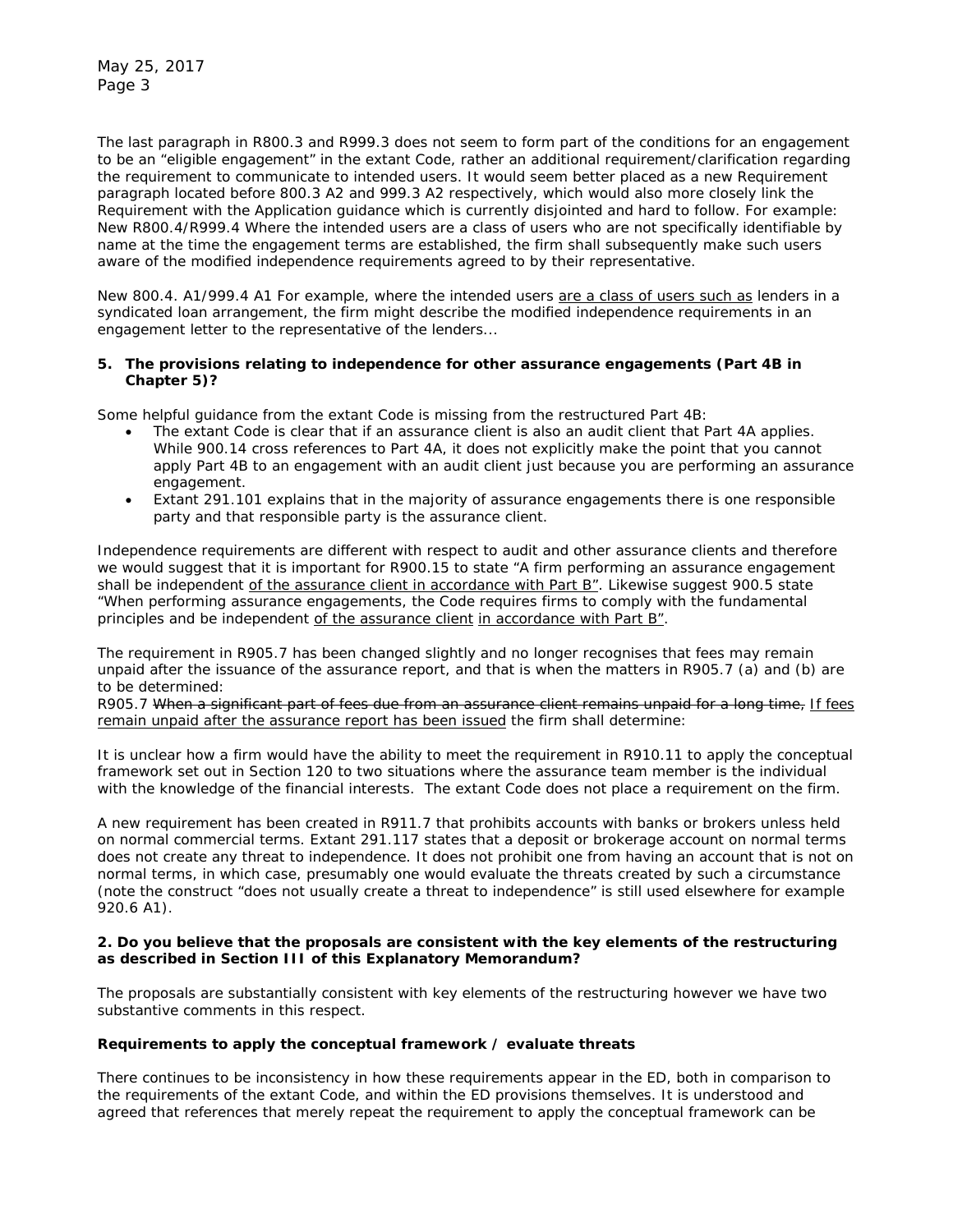The last paragraph in R800.3 and R999.3 does not seem to form part of the conditions for an engagement to be an "eligible engagement" in the extant Code, rather an additional requirement/clarification regarding the requirement to communicate to intended users. It would seem better placed as a new Requirement paragraph located before 800.3 A2 and 999.3 A2 respectively, which would also more closely link the Requirement with the Application guidance which is currently disjointed and hard to follow. For example: New R800.4/R999.4 Where the intended users are a class of users who are not specifically identifiable by name at the time the engagement terms are established, the firm shall subsequently make such users aware of the modified independence requirements agreed to by their representative.

New 800.4. A1/999.4 A1 For example, where the intended users <u>are a class of users such as</u> lenders in a syndicated loan arrangement, the firm might describe the modified independence requirements in an engagement letter to the representative of the lenders...

**5. The provisions relating to independence for other assurance engagements (Part 4B in Chapter 5)?**

Some helpful guidance from the extant Code is missing from the restructured Part 4B:

- The extant Code is clear that if an assurance client is also an audit client that Part 4A applies. While 900.14 cross references to Part 4A, it does not explicitly make the point that you cannot apply Part 4B to an engagement with an audit client just because you are performing an assurance engagement.
- Extant 291.101 explains that in the majority of assurance engagements there is one responsible party and that responsible party is the assurance client.

Independence requirements are different with respect to audit and other assurance clients and therefore we would suggest that it is important for R900.15 to state "A firm performing an assurance engagement shall be independent <u>of the assurance client in accordance with Part B</u>". Likewise suggest 900.5 state "When performing assurance engagements, the Code requires firms to comply with the fundamental principles and be independent <u>of the assurance client</u> <u>in accordance with Part B</u>".

The requirement in R905.7 has been changed slightly and no longer recognises that fees may remain unpaid after the issuance of the assurance report, and that is when the matters in R905.7 (a) and (b) are to be determined:
R905.7 ~~When a significant part of fees due from an assurance client remains unpaid for a long time,~~ <u>If fees remain unpaid after the assurance report has been issued</u> the firm shall determine:

It is unclear how a firm would have the ability to meet the requirement in R910.11 to apply the conceptual framework set out in Section 120 to two situations where the assurance team member is the individual with the knowledge of the financial interests. The extant Code does not place a requirement on the firm.

A new requirement has been created in R911.7 that prohibits accounts with banks or brokers unless held on normal commercial terms. Extant 291.117 states that a deposit or brokerage account on normal terms does not create any threat to independence. It does not prohibit one from having an account that is not on normal terms, in which case, presumably one would evaluate the threats created by such a circumstance (note the construct "does not usually create a threat to independence" is still used elsewhere for example 920.6 A1).

**2. Do you believe that the proposals are consistent with the key elements of the restructuring as described in Section III of this Explanatory Memorandum?**

The proposals are substantially consistent with key elements of the restructuring however we have two substantive comments in this respect.

**Requirements to apply the conceptual framework / evaluate threats**

There continues to be inconsistency in how these requirements appear in the ED, both in comparison to the requirements of the extant Code, and within the ED provisions themselves. It is understood and agreed that references that merely repeat the requirement to apply the conceptual framework can be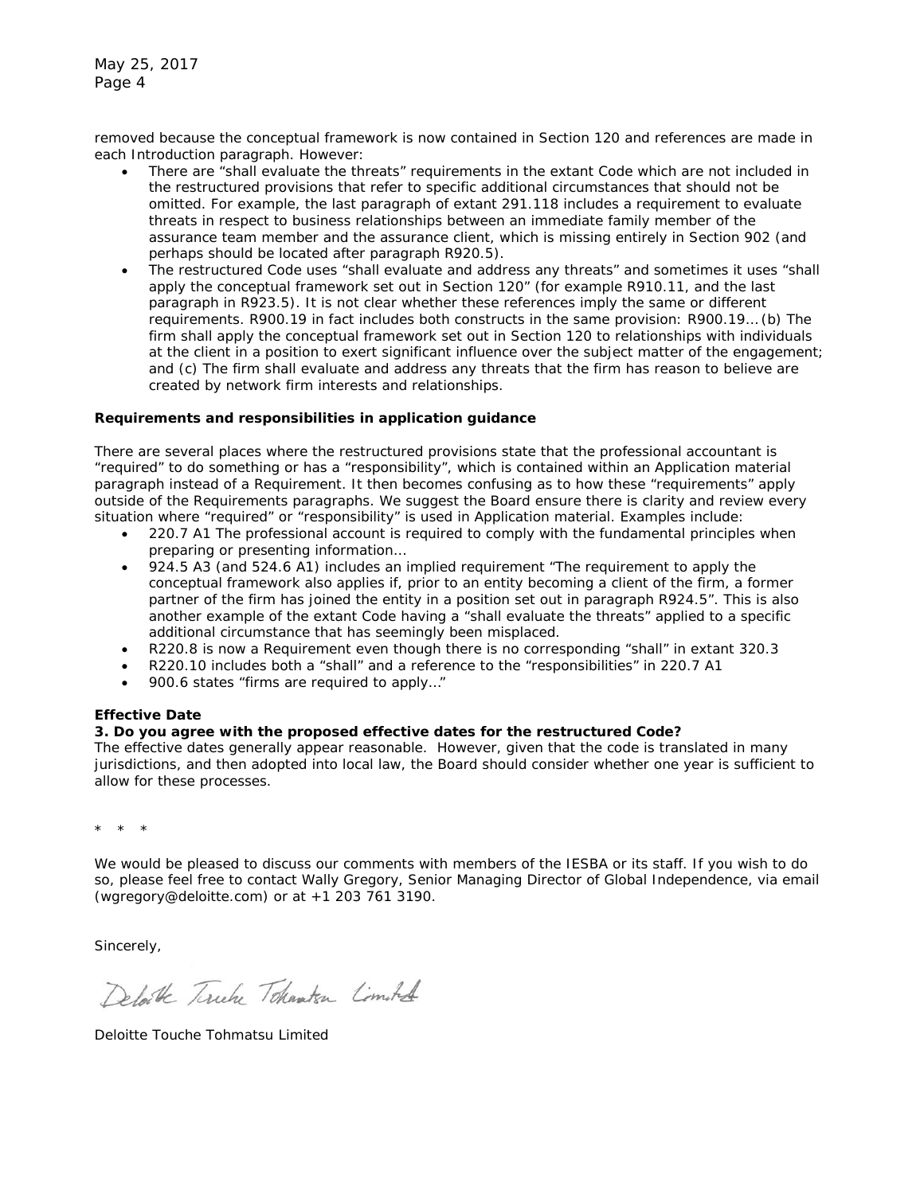removed because the conceptual framework is now contained in Section 120 and references are made in each Introduction paragraph. However:

- There are "shall evaluate the threats" requirements in the extant Code which are not included in the restructured provisions that refer to specific additional circumstances that should not be omitted. For example, the last paragraph of extant 291.118 includes a requirement to evaluate threats in respect to business relationships between an immediate family member of the assurance team member and the assurance client, which is missing entirely in Section 902 (and perhaps should be located after paragraph R920.5).
- The restructured Code uses "shall evaluate and address any threats" and sometimes it uses "shall apply the conceptual framework set out in Section 120" (for example R910.11, and the last paragraph in R923.5). It is not clear whether these references imply the same or different requirements. R900.19 in fact includes both constructs in the same provision: R900.19…(b) The firm shall apply the conceptual framework set out in Section 120 to relationships with individuals at the client in a position to exert significant influence over the subject matter of the engagement; and (c) The firm shall evaluate and address any threats that the firm has reason to believe are created by network firm interests and relationships.

**Requirements and responsibilities in application guidance**

There are several places where the restructured provisions state that the professional accountant is "required" to do something or has a "responsibility", which is contained within an Application material paragraph instead of a Requirement. It then becomes confusing as to how these "requirements" apply outside of the Requirements paragraphs. We suggest the Board ensure there is clarity and review every situation where "required" or "responsibility" is used in Application material. Examples include:

- 220.7 A1 The professional account is required to comply with the fundamental principles when preparing or presenting information…
- 924.5 A3 (and 524.6 A1) includes an implied requirement "The requirement to apply the conceptual framework also applies if, prior to an entity becoming a client of the firm, a former partner of the firm has joined the entity in a position set out in paragraph R924.5". This is also another example of the extant Code having a "shall evaluate the threats" applied to a specific additional circumstance that has seemingly been misplaced.
- R220.8 is now a Requirement even though there is no corresponding "shall" in extant 320.3
- R220.10 includes both a "shall" and a reference to the "responsibilities" in 220.7 A1
- 900.6 states "firms are required to apply…"

**Effective Date**

**3. Do you agree with the proposed effective dates for the restructured Code?**

The effective dates generally appear reasonable. However, given that the code is translated in many jurisdictions, and then adopted into local law, the Board should consider whether one year is sufficient to allow for these processes.

\* \* \*

We would be pleased to discuss our comments with members of the IESBA or its staff. If you wish to do so, please feel free to contact Wally Gregory, Senior Managing Director of Global Independence, via email (wgregory@deloitte.com) or at +1 203 761 3190.

Sincerely,

Deloitte Touche Tohmatsu Limited

Deloitte Touche Tohmatsu Limited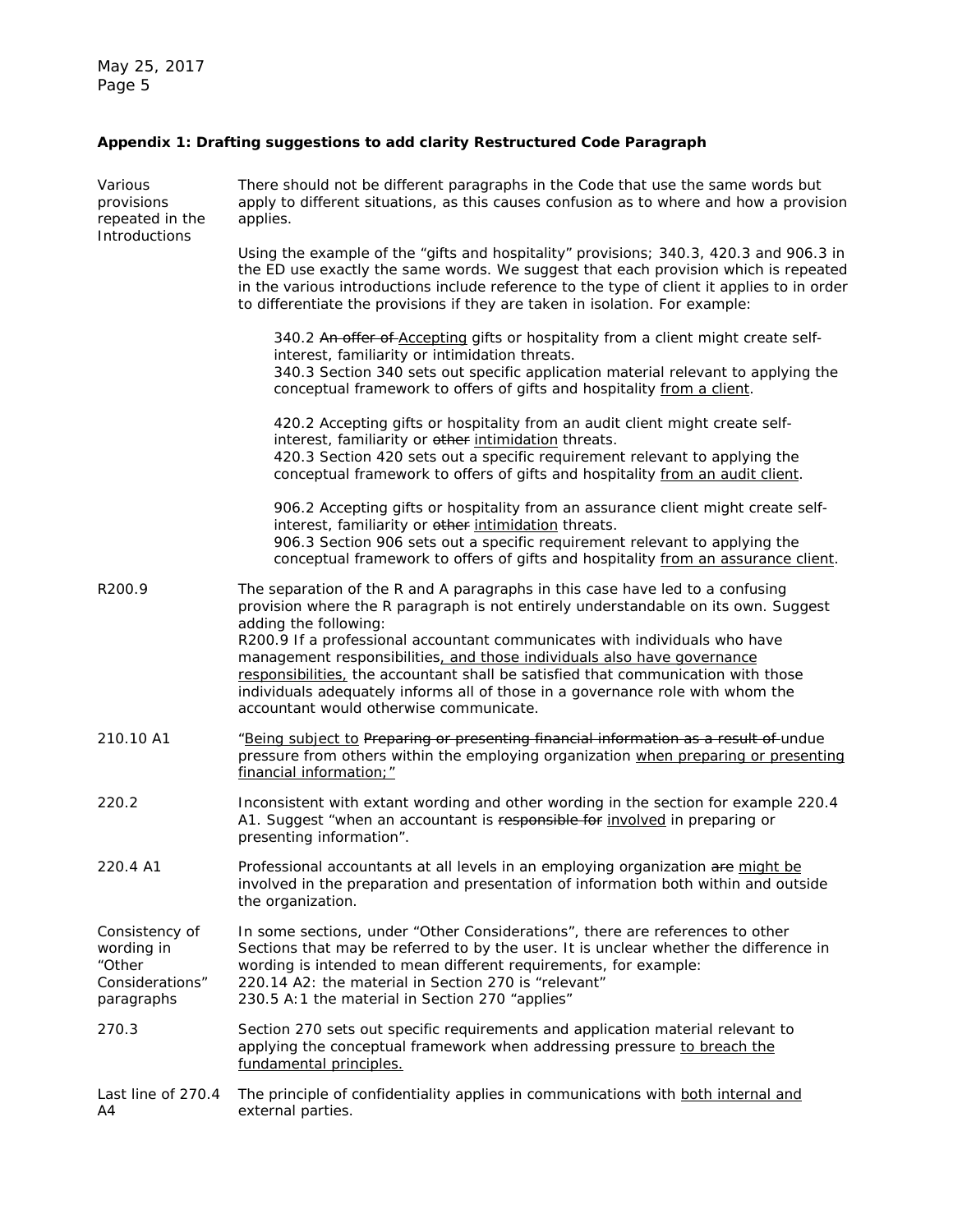**Appendix 1: Drafting suggestions to add clarity Restructured Code Paragraph**

**Various provisions repeated in the Introductions**

There should not be different paragraphs in the Code that use the same words but apply to different situations, as this causes confusion as to where and how a provision applies.

Using the example of the "gifts and hospitality" provisions; 340.3, 420.3 and 906.3 in the ED use exactly the same words. We suggest that each provision which is repeated in the various introductions include reference to the type of client it applies to in order to differentiate the provisions if they are taken in isolation. For example:

> 340.2 ~~An offer of~~ <u>Accepting</u> gifts or hospitality from a client might create self-interest, familiarity or intimidation threats.
> 340.3 Section 340 sets out specific application material relevant to applying the conceptual framework to offers of gifts and hospitality <u>from a client</u>.
>
> 420.2 Accepting gifts or hospitality from an audit client might create self-interest, familiarity or ~~other~~ <u>intimidation</u> threats.
> 420.3 Section 420 sets out a specific requirement relevant to applying the conceptual framework to offers of gifts and hospitality <u>from an audit client</u>.
>
> 906.2 Accepting gifts or hospitality from an assurance client might create self-interest, familiarity or ~~other~~ <u>intimidation</u> threats.
> 906.3 Section 906 sets out a specific requirement relevant to applying the conceptual framework to offers of gifts and hospitality <u>from an assurance client</u>.

**R200.9**

The separation of the R and A paragraphs in this case have led to a confusing provision where the R paragraph is not entirely understandable on its own. Suggest adding the following:
R200.9 If a professional accountant communicates with individuals who have management responsibilities<u>, and those individuals also have governance responsibilities,</u> the accountant shall be satisfied that communication with those individuals adequately informs all of those in a governance role with whom the accountant would otherwise communicate.

**210.10 A1**

"<u>Being subject to</u> ~~Preparing or presenting financial information as a result of~~ undue pressure from others within the employing organization <u>when preparing or presenting financial information;</u>"

**220.2**

Inconsistent with extant wording and other wording in the section for example 220.4 A1. Suggest "when an accountant is ~~responsible for~~ <u>involved</u> in preparing or presenting information".

**220.4 A1**

Professional accountants at all levels in an employing organization ~~are~~ <u>might be</u> involved in the preparation and presentation of information both within and outside the organization.

**Consistency of wording in "Other Considerations" paragraphs**

In some sections, under "Other Considerations", there are references to other Sections that may be referred to by the user. It is unclear whether the difference in wording is intended to mean different requirements, for example:
220.14 A2: the material in Section 270 is "relevant"
230.5 A:1 the material in Section 270 "applies"

**270.3**

Section 270 sets out specific requirements and application material relevant to applying the conceptual framework when addressing pressure <u>to breach the fundamental principles.</u>

**Last line of 270.4 A4**

The principle of confidentiality applies in communications with <u>both internal and</u> external parties.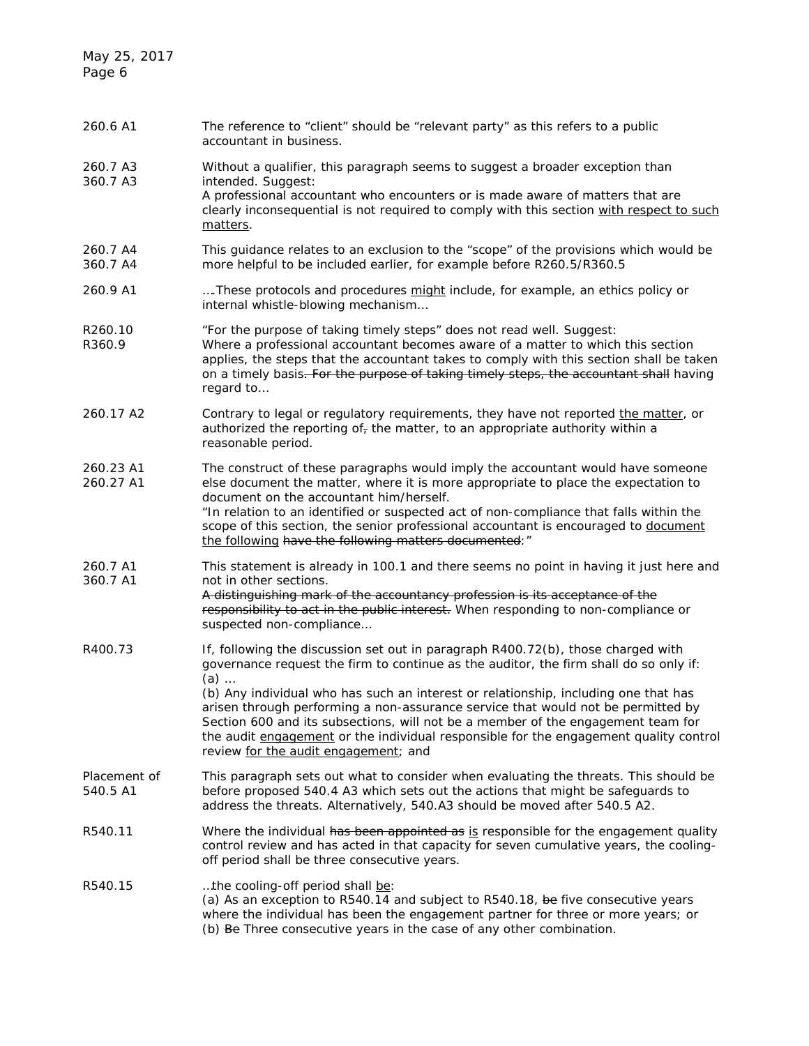| Paragraph | Comment |
|---|---|
| 260.6 A1 | The reference to "client" should be "relevant party" as this refers to a public accountant in business. |
| 260.7 A3<br>360.7 A3 | Without a qualifier, this paragraph seems to suggest a broader exception than intended. Suggest:<br>A professional accountant who encounters or is made aware of matters that are clearly inconsequential is not required to comply with this section <u>with respect to such matters</u>. |
| 260.7 A4<br>360.7 A4 | This guidance relates to an exclusion to the "scope" of the provisions which would be more helpful to be included earlier, for example before R260.5/R360.5 |
| 260.9 A1 | ….These protocols and procedures <u>might</u> include, for example, an ethics policy or internal whistle-blowing mechanism… |
| R260.10<br>R360.9 | "For the purpose of taking timely steps" does not read well. Suggest:<br>Where a professional accountant becomes aware of a matter to which this section applies, the steps that the accountant takes to comply with this section shall be taken on a timely basis~~. For the purpose of taking timely steps, the accountant shall~~ having regard to… |
| 260.17 A2 | Contrary to legal or regulatory requirements, they have not reported <u>the matter</u>, or authorized the reporting of~~,~~ the matter, to an appropriate authority within a reasonable period. |
| 260.23 A1<br>260.27 A1 | The construct of these paragraphs would imply the accountant would have someone else document the matter, where it is more appropriate to place the expectation to document on the accountant him/herself.<br>"In relation to an identified or suspected act of non-compliance that falls within the scope of this section, the senior professional accountant is encouraged to <u>document the following</u> ~~have the following matters documented~~:" |
| 260.7 A1<br>360.7 A1 | This statement is already in 100.1 and there seems no point in having it just here and not in other sections.<br>~~A distinguishing mark of the accountancy profession is its acceptance of the responsibility to act in the public interest.~~ When responding to non-compliance or suspected non-compliance… |
| R400.73 | If, following the discussion set out in paragraph R400.72(b), those charged with governance request the firm to continue as the auditor, the firm shall do so only if:<br>(a) …<br>(b) Any individual who has such an interest or relationship, including one that has arisen through performing a non-assurance service that would not be permitted by Section 600 and its subsections, will not be a member of the engagement team for the audit <u>engagement</u> or the individual responsible for the engagement quality control review <u>for the audit engagement</u>; and |
| Placement of 540.5 A1 | This paragraph sets out what to consider when evaluating the threats. This should be before proposed 540.4 A3 which sets out the actions that might be safeguards to address the threats. Alternatively, 540.A3 should be moved after 540.5 A2. |
| R540.11 | Where the individual ~~has been appointed as~~ <u>is</u> responsible for the engagement quality control review and has acted in that capacity for seven cumulative years, the cooling-off period shall be three consecutive years. |
| R540.15 | …the cooling-off period shall <u>be</u>:<br>(a) As an exception to R540.14 and subject to R540.18, ~~be~~ five consecutive years where the individual has been the engagement partner for three or more years; or<br>(b) ~~Be~~ Three consecutive years in the case of any other combination. |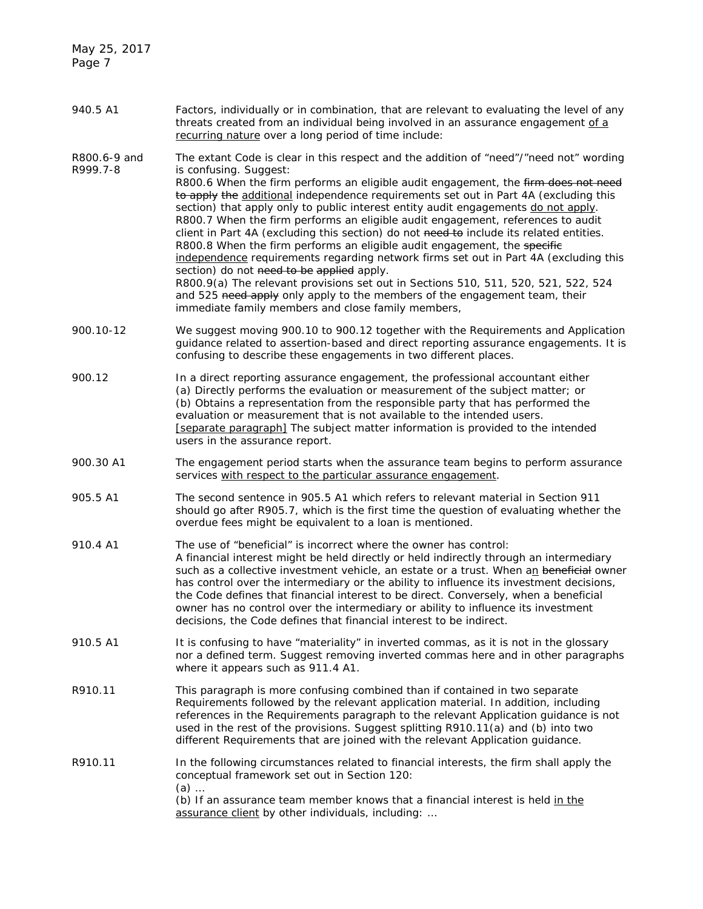| | |
|---|---|
| 940.5 A1 | Factors, individually or in combination, that are relevant to evaluating the level of any threats created from an individual being involved in an assurance engagement <u>of a recurring nature</u> over a long period of time include: |
| R800.6-9 and R999.7-8 | The extant Code is clear in this respect and the addition of "need"/"need not" wording is confusing. Suggest:<br>R800.6 When the firm performs an eligible audit engagement, the ~~firm does not need to apply the~~ <u>additional</u> independence requirements set out in Part 4A (excluding this section) that apply only to public interest entity audit engagements <u>do not apply</u>.<br>R800.7 When the firm performs an eligible audit engagement, references to audit client in Part 4A (excluding this section) do not ~~need to~~ include its related entities.<br>R800.8 When the firm performs an eligible audit engagement, the ~~specific~~ <u>independence</u> requirements regarding network firms set out in Part 4A (excluding this section) do not ~~need to be applied~~ apply.<br>R800.9(a) The relevant provisions set out in Sections 510, 511, 520, 521, 522, 524 and 525 ~~need apply~~ only apply to the members of the engagement team, their immediate family members and close family members, |
| 900.10-12 | We suggest moving 900.10 to 900.12 together with the Requirements and Application guidance related to assertion-based and direct reporting assurance engagements. It is confusing to describe these engagements in two different places. |
| 900.12 | In a direct reporting assurance engagement, the professional accountant either<br>(a) Directly performs the evaluation or measurement of the subject matter; or<br>(b) Obtains a representation from the responsible party that has performed the evaluation or measurement that is not available to the intended users.<br><u>[separate paragraph]</u> The subject matter information is provided to the intended users in the assurance report. |
| 900.30 A1 | The engagement period starts when the assurance team begins to perform assurance services <u>with respect to the particular assurance engagement</u>. |
| 905.5 A1 | The second sentence in 905.5 A1 which refers to relevant material in Section 911 should go after R905.7, which is the first time the question of evaluating whether the overdue fees might be equivalent to a loan is mentioned. |
| 910.4 A1 | The use of "beneficial" is incorrect where the owner has control:<br>A financial interest might be held directly or held indirectly through an intermediary such as a collective investment vehicle, an estate or a trust. When a<u>n</u> ~~beneficial~~ owner has control over the intermediary or the ability to influence its investment decisions, the Code defines that financial interest to be direct. Conversely, when a beneficial owner has no control over the intermediary or ability to influence its investment decisions, the Code defines that financial interest to be indirect. |
| 910.5 A1 | It is confusing to have "materiality" in inverted commas, as it is not in the glossary nor a defined term. Suggest removing inverted commas here and in other paragraphs where it appears such as 911.4 A1. |
| R910.11 | This paragraph is more confusing combined than if contained in two separate Requirements followed by the relevant application material. In addition, including references in the Requirements paragraph to the relevant Application guidance is not used in the rest of the provisions. Suggest splitting R910.11(a) and (b) into two different Requirements that are joined with the relevant Application guidance. |
| R910.11 | In the following circumstances related to financial interests, the firm shall apply the conceptual framework set out in Section 120:<br>(a) …<br>(b) If an assurance team member knows that a financial interest is held <u>in the assurance client</u> by other individuals, including: … |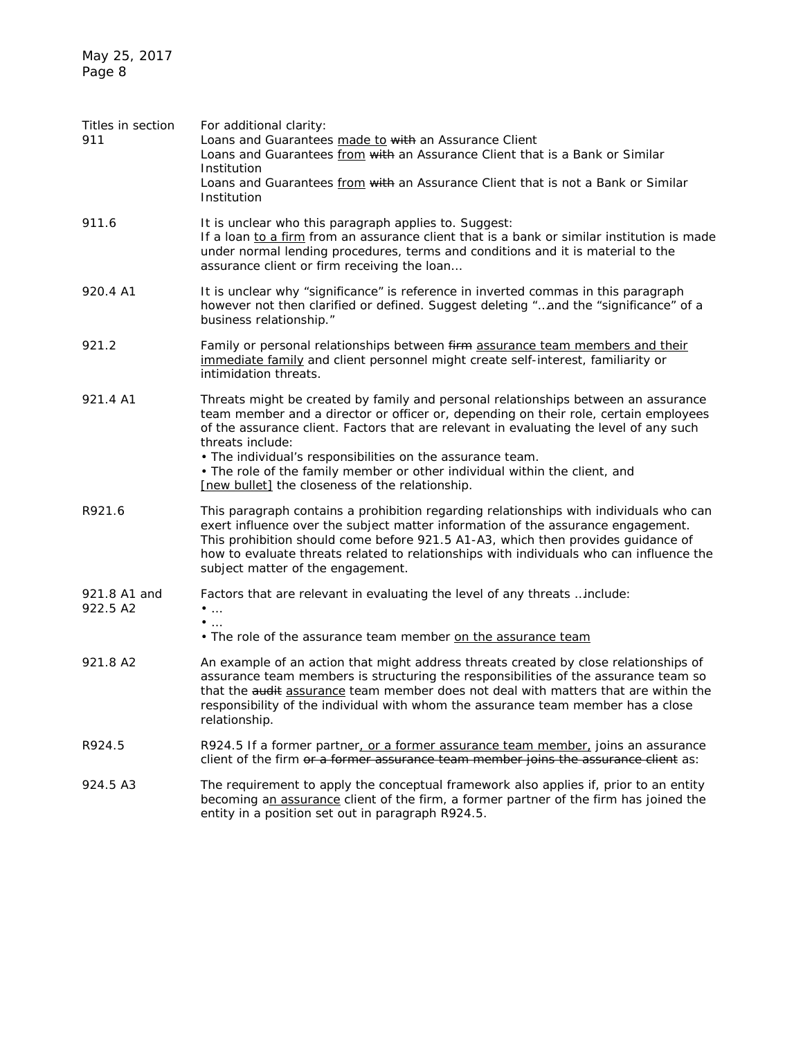| | |
|---|---|
| Titles in section 911 | For additional clarity:<br>Loans and Guarantees <u>made to</u> ~~with~~ an Assurance Client<br>Loans and Guarantees <u>from</u> ~~with~~ an Assurance Client that is a Bank or Similar Institution<br>Loans and Guarantees <u>from</u> ~~with~~ an Assurance Client that is not a Bank or Similar Institution |
| 911.6 | It is unclear who this paragraph applies to. Suggest:<br>If a loan <u>to a firm</u> from an assurance client that is a bank or similar institution is made under normal lending procedures, terms and conditions and it is material to the assurance client or firm receiving the loan… |
| 920.4 A1 | It is unclear why "significance" is reference in inverted commas in this paragraph however not then clarified or defined. Suggest deleting "…and the "significance" of a business relationship." |
| 921.2 | Family or personal relationships between ~~firm~~ <u>assurance team members and their immediate family</u> and client personnel might create self-interest, familiarity or intimidation threats. |
| 921.4 A1 | Threats might be created by family and personal relationships between an assurance team member and a director or officer or, depending on their role, certain employees of the assurance client. Factors that are relevant in evaluating the level of any such threats include:<br>• The individual's responsibilities on the assurance team.<br>• The role of the family member or other individual within the client, and<br><u>[new bullet]</u> the closeness of the relationship. |
| R921.6 | This paragraph contains a prohibition regarding relationships with individuals who can exert influence over the subject matter information of the assurance engagement. This prohibition should come before 921.5 A1-A3, which then provides guidance of how to evaluate threats related to relationships with individuals who can influence the subject matter of the engagement. |
| 921.8 A1 and 922.5 A2 | Factors that are relevant in evaluating the level of any threats …include:<br>• …<br>• …<br>• The role of the assurance team member <u>on the assurance team</u> |
| 921.8 A2 | An example of an action that might address threats created by close relationships of assurance team members is structuring the responsibilities of the assurance team so that the ~~audit~~ <u>assurance</u> team member does not deal with matters that are within the responsibility of the individual with whom the assurance team member has a close relationship. |
| R924.5 | R924.5 If a former partner<u>, or a former assurance team member,</u> joins an assurance client of the firm ~~or a former assurance team member joins the assurance client~~ as: |
| 924.5 A3 | The requirement to apply the conceptual framework also applies if, prior to an entity becoming a<u>n assurance</u> client of the firm, a former partner of the firm has joined the entity in a position set out in paragraph R924.5. |